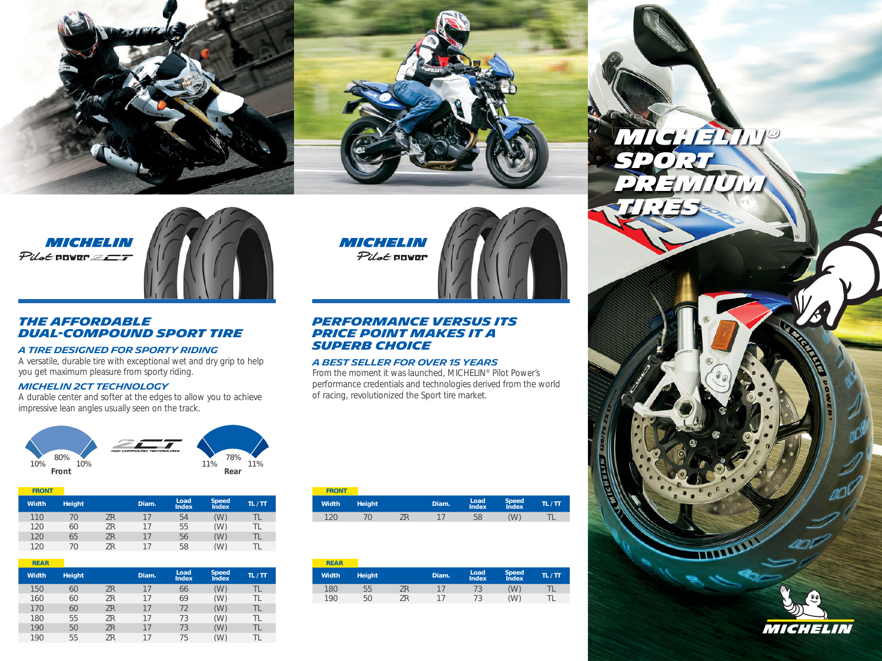# MICHELIN® SPORT PREMIUM TIRES

## MICHELIN Pilot Power 2CT

### THE AFFORDABLE DUAL-COMPOUND SPORT TIRE

#### A TIRE DESIGNED FOR SPORTY RIDING

A versatile, durable tire with exceptional wet and dry grip to help you get maximum pleasure from sporty riding.

#### MICHELIN 2CT TECHNOLOGY

A durable center and softer at the edges to allow you to achieve impressive lean angles usually seen on the track.

Front: 10% | 80% | 10%

2CT TWO COMPOUND TECHNOLOGY

Rear: 11% | 78% | 11%

**FRONT**

| Width | Height | | Diam. | Load Index | Speed Index | TL / TT |
|---|---|---|---|---|---|---|
| 110 | 70 | ZR | 17 | 54 | (W) | TL |
| 120 | 60 | ZR | 17 | 55 | (W) | TL |
| 120 | 65 | ZR | 17 | 56 | (W) | TL |
| 120 | 70 | ZR | 17 | 58 | (W) | TL |

**REAR**

| Width | Height | | Diam. | Load Index | Speed Index | TL / TT |
|---|---|---|---|---|---|---|
| 150 | 60 | ZR | 17 | 66 | (W) | TL |
| 160 | 60 | ZR | 17 | 69 | (W) | TL |
| 170 | 60 | ZR | 17 | 72 | (W) | TL |
| 180 | 55 | ZR | 17 | 73 | (W) | TL |
| 190 | 50 | ZR | 17 | 73 | (W) | TL |
| 190 | 55 | ZR | 17 | 75 | (W) | TL |

## MICHELIN Pilot Power

### PERFORMANCE VERSUS ITS PRICE POINT MAKES IT A SUPERB CHOICE

#### A BEST SELLER FOR OVER 15 YEARS

From the moment it was launched, MICHELIN® Pilot Power's performance credentials and technologies derived from the world of racing, revolutionized the Sport tire market.

**FRONT**

| Width | Height | | Diam. | Load Index | Speed Index | TL / TT |
|---|---|---|---|---|---|---|
| 120 | 70 | ZR | 17 | 58 | (W) | TL |

**REAR**

| Width | Height | | Diam. | Load Index | Speed Index | TL / TT |
|---|---|---|---|---|---|---|
| 180 | 55 | ZR | 17 | 73 | (W) | TL |
| 190 | 50 | ZR | 17 | 73 | (W) | TL |

MICHELIN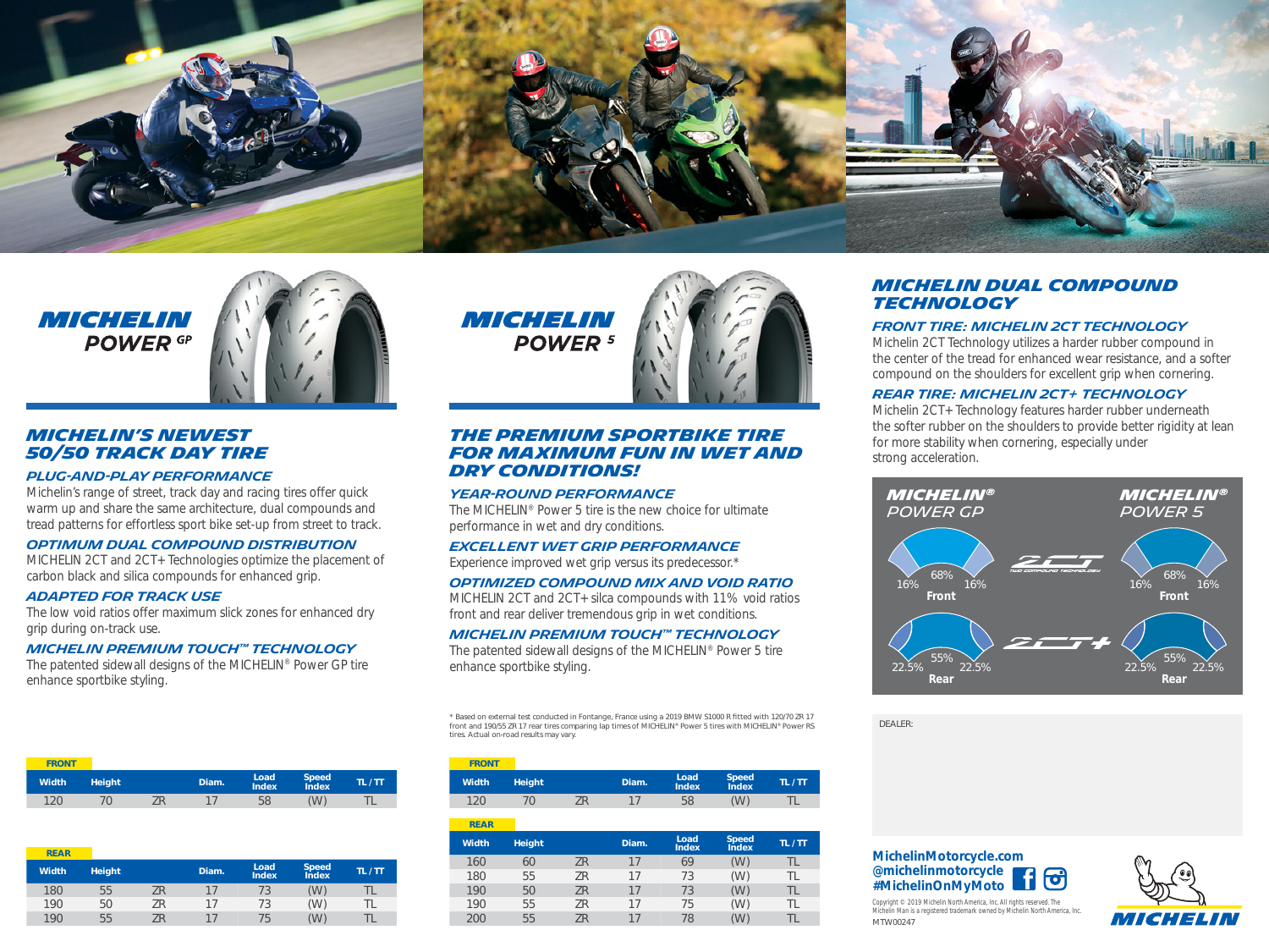# MICHELIN POWER GP

## MICHELIN'S NEWEST 50/50 TRACK DAY TIRE

### PLUG-AND-PLAY PERFORMANCE

Michelin's range of street, track day and racing tires offer quick warm up and share the same architecture, dual compounds and tread patterns for effortless sport bike set-up from street to track.

### OPTIMUM DUAL COMPOUND DISTRIBUTION

MICHELIN 2CT and 2CT+ Technologies optimize the placement of carbon black and silica compounds for enhanced grip.

### ADAPTED FOR TRACK USE

The low void ratios offer maximum slick zones for enhanced dry grip during on-track use.

### MICHELIN PREMIUM TOUCH™ TECHNOLOGY

The patented sidewall designs of the MICHELIN® Power GP tire enhance sportbike styling.

**FRONT**

| Width | Height | | Diam. | Load Index | Speed Index | TL / TT |
|---|---|---|---|---|---|---|
| 120 | 70 | ZR | 17 | 58 | (W) | TL |

**REAR**

| Width | Height | | Diam. | Load Index | Speed Index | TL / TT |
|---|---|---|---|---|---|---|
| 180 | 55 | ZR | 17 | 73 | (W) | TL |
| 190 | 50 | ZR | 17 | 73 | (W) | TL |
| 190 | 55 | ZR | 17 | 75 | (W) | TL |

# MICHELIN POWER 5

## THE PREMIUM SPORTBIKE TIRE FOR MAXIMUM FUN IN WET AND DRY CONDITIONS!

### YEAR-ROUND PERFORMANCE

The MICHELIN® Power 5 tire is the new choice for ultimate performance in wet and dry conditions.

### EXCELLENT WET GRIP PERFORMANCE

Experience improved wet grip versus its predecessor.*

### OPTIMIZED COMPOUND MIX AND VOID RATIO

MICHELIN 2CT and 2CT+ silca compounds with 11% void ratios front and rear deliver tremendous grip in wet conditions.

### MICHELIN PREMIUM TOUCH™ TECHNOLOGY

The patented sidewall designs of the MICHELIN® Power 5 tire enhance sportbike styling.

\* Based on external test conducted in Fontange, France using a 2019 BMW S1000 R fitted with 120/70 ZR 17 front and 190/55 ZR 17 rear tires comparing lap times of MICHELIN® Power 5 tires with MICHELIN® Power RS tires. Actual on-road results may vary.

**FRONT**

| Width | Height | | Diam. | Load Index | Speed Index | TL / TT |
|---|---|---|---|---|---|---|
| 120 | 70 | ZR | 17 | 58 | (W) | TL |

**REAR**

| Width | Height | | Diam. | Load Index | Speed Index | TL / TT |
|---|---|---|---|---|---|---|
| 160 | 60 | ZR | 17 | 69 | (W) | TL |
| 180 | 55 | ZR | 17 | 73 | (W) | TL |
| 190 | 50 | ZR | 17 | 73 | (W) | TL |
| 190 | 55 | ZR | 17 | 75 | (W) | TL |
| 200 | 55 | ZR | 17 | 78 | (W) | TL |

## MICHELIN DUAL COMPOUND TECHNOLOGY

### FRONT TIRE: MICHELIN 2CT TECHNOLOGY

Michelin 2CT Technology utilizes a harder rubber compound in the center of the tread for enhanced wear resistance, and a softer compound on the shoulders for excellent grip when cornering.

### REAR TIRE: MICHELIN 2CT+ TECHNOLOGY

Michelin 2CT+ Technology features harder rubber underneath the softer rubber on the shoulders to provide better rigidity at lean for more stability when cornering, especially under strong acceleration.

MICHELIN® POWER GP

MICHELIN® POWER 5

2CT TWO COMPOUND TECHNOLOGY

16% 68% 16% Front

16% 68% 16% Front

2CT+

22.5% 55% 22.5% Rear

22.5% 55% 22.5% Rear

DEALER:

**MichelinMotorcycle.com**
**@michelinmotorcycle**
**#MichelinOnMyMoto**

Copyright © 2019 Michelin North America, Inc. All rights reserved. The Michelin Man is a registered trademark owned by Michelin North America, Inc.
MTW00247